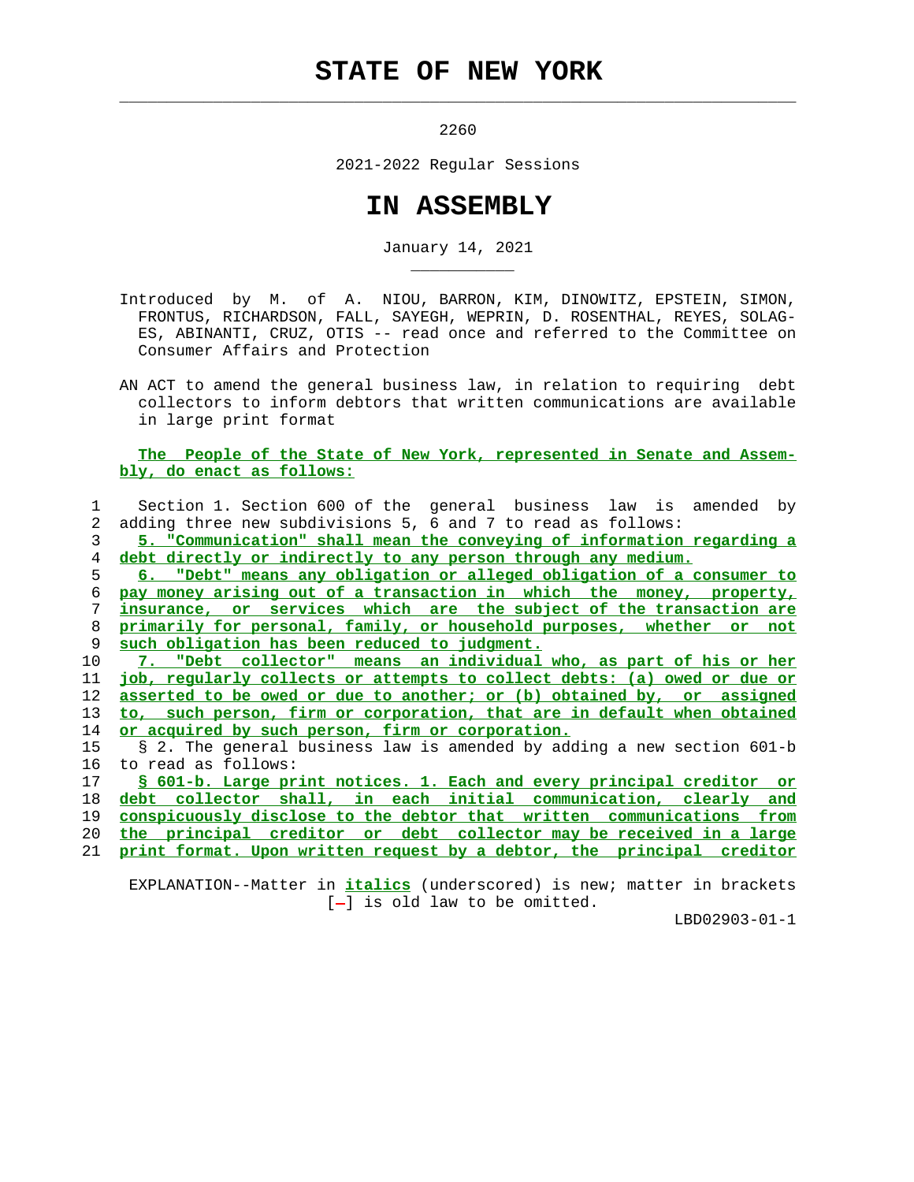# STATE OF NEW YORK

2260

2021-2022 Regular Sessions

# IN ASSEMBLY

January 14, 2021

Introduced by M. of A. NIOU, BARRON, KIM, DINOWITZ, EPSTEIN, SIMON, FRONTUS, RICHARDSON, FALL, SAYEGH, WEPRIN, D. ROSENTHAL, REYES, SOLAGES, ABINANTI, CRUZ, OTIS -- read once and referred to the Committee on Consumer Affairs and Protection

AN ACT to amend the general business law, in relation to requiring debt collectors to inform debtors that written communications are available in large print format

**The People of the State of New York, represented in Senate and Assembly, do enact as follows:**

1 Section 1. Section 600 of the general business law is amended by
2 adding three new subdivisions 5, 6 and 7 to read as follows:
3 5. "Communication" shall mean the conveying of information regarding a
4 debt directly or indirectly to any person through any medium.
5 6. "Debt" means any obligation or alleged obligation of a consumer to
6 pay money arising out of a transaction in which the money, property,
7 insurance, or services which are the subject of the transaction are
8 primarily for personal, family, or household purposes, whether or not
9 such obligation has been reduced to judgment.
10 7. "Debt collector" means an individual who, as part of his or her
11 job, regularly collects or attempts to collect debts: (a) owed or due or
12 asserted to be owed or due to another; or (b) obtained by, or assigned
13 to, such person, firm or corporation, that are in default when obtained
14 or acquired by such person, firm or corporation.
15 § 2. The general business law is amended by adding a new section 601-b
16 to read as follows:
17 § 601-b. Large print notices. 1. Each and every principal creditor or
18 debt collector shall, in each initial communication, clearly and
19 conspicuously disclose to the debtor that written communications from
20 the principal creditor or debt collector may be received in a large
21 print format. Upon written request by a debtor, the principal creditor

EXPLANATION--Matter in *italics* (underscored) is new; matter in brackets [-] is old law to be omitted.

LBD02903-01-1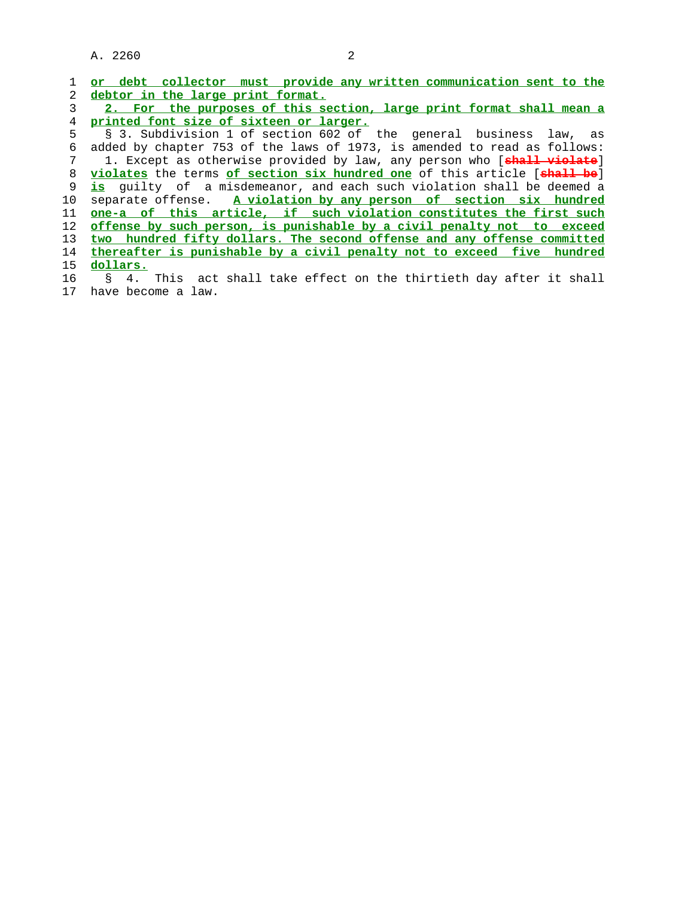or debt collector must provide any written communication sent to the debtor in the large print format.

2. For the purposes of this section, large print format shall mean a printed font size of sixteen or larger.

§ 3. Subdivision 1 of section 602 of the general business law, as added by chapter 753 of the laws of 1973, is amended to read as follows:

1. Except as otherwise provided by law, any person who [~~shall violate~~] violates the terms of section six hundred one of this article [~~shall be~~] is guilty of a misdemeanor, and each such violation shall be deemed a separate offense. A violation by any person of section six hundred one-a of this article, if such violation constitutes the first such offense by such person, is punishable by a civil penalty not to exceed two hundred fifty dollars. The second offense and any offense committed thereafter is punishable by a civil penalty not to exceed five hundred dollars.

§ 4. This act shall take effect on the thirtieth day after it shall have become a law.